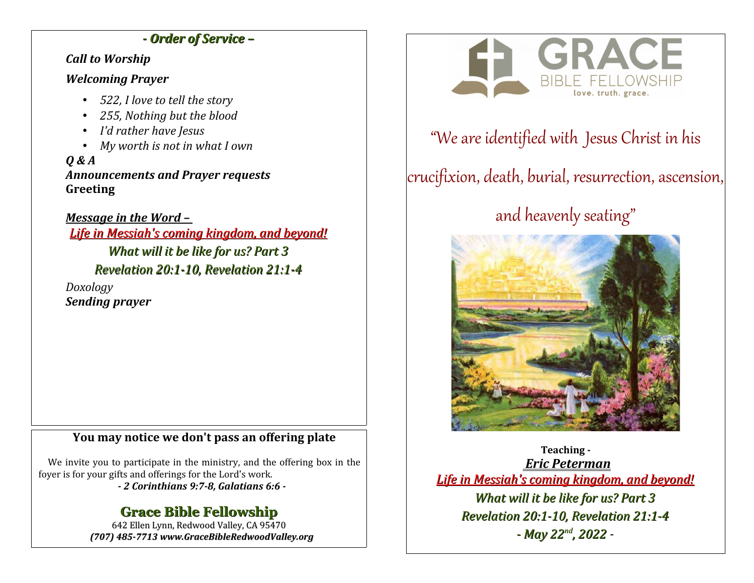## *- Order of Service –*

***Call to Worship***

***Welcoming Prayer***

- *522, I love to tell the story*
- *255, Nothing but the blood*
- *I'd rather have Jesus*
- *My worth is not in what I own*

***Q & A***

***Announcements and Prayer requests***

**Greeting**

***Message in the Word –***

***Life in Messiah's coming kingdom, and beyond!***

***What will it be like for us? Part 3***

***Revelation 20:1-10, Revelation 21:1-4***

*Doxology*

***Sending prayer***

### You may notice we don't pass an offering plate

We invite you to participate in the ministry, and the offering box in the foyer is for your gifts and offerings for the Lord's work.

***- 2 Corinthians 9:7-8, Galatians 6:6 -***

## Grace Bible Fellowship

642 Ellen Lynn, Redwood Valley, CA 95470

***(707) 485-7713 www.GraceBibleRedwoodValley.org***

---

GRACE BIBLE FELLOWSHIP

love. truth. grace.

"We are identified with Jesus Christ in his crucifixion, death, burial, resurrection, ascension, and heavenly seating"

**Teaching -**

***Eric Peterman***

***Life in Messiah's coming kingdom, and beyond!***

***What will it be like for us? Part 3***

***Revelation 20:1-10, Revelation 21:1-4***

***- May 22nd, 2022 -***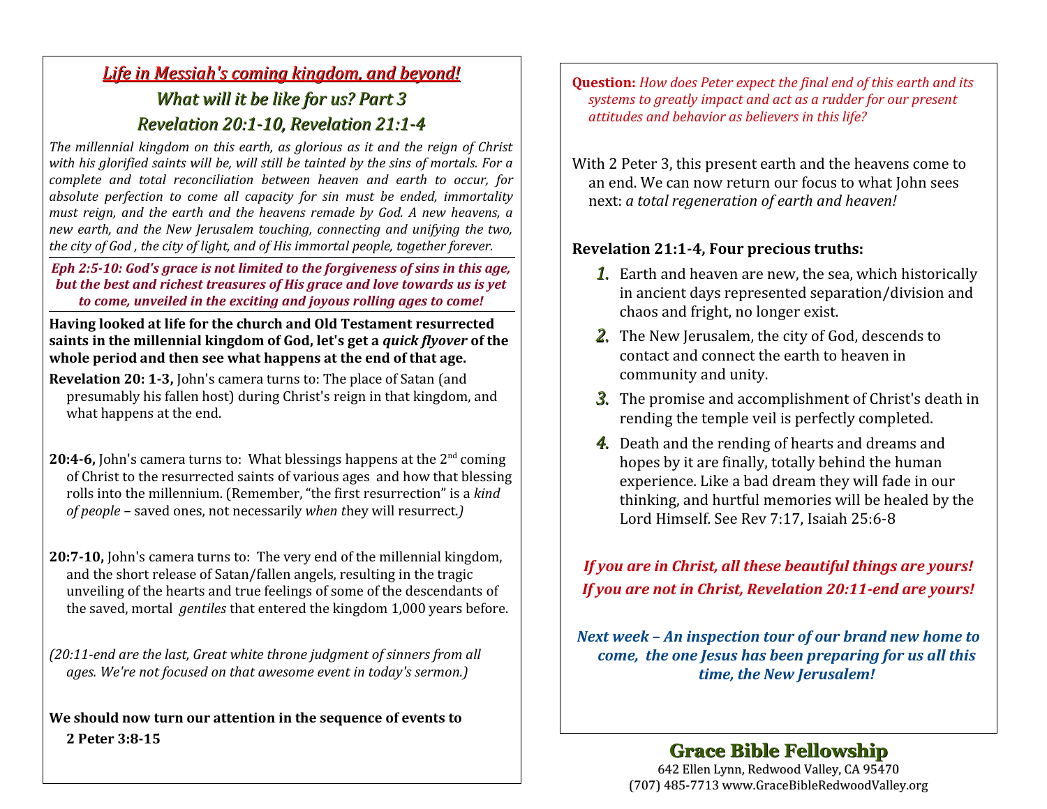# *Life in Messiah's coming kingdom, and beyond!*

## *What will it be like for us? Part 3*

## *Revelation 20:1-10, Revelation 21:1-4*

*The millennial kingdom on this earth, as glorious as it and the reign of Christ with his glorified saints will be, will still be tainted by the sins of mortals. For a complete and total reconciliation between heaven and earth to occur, for absolute perfection to come all capacity for sin must be ended, immortality must reign, and the earth and the heavens remade by God. A new heavens, a new earth, and the New Jerusalem touching, connecting and unifying the two, the city of God , the city of light, and of His immortal people, together forever.*

***Eph 2:5-10: God's grace is not limited to the forgiveness of sins in this age, but the best and richest treasures of His grace and love towards us is yet to come, unveiled in the exciting and joyous rolling ages to come!***

**Having looked at life for the church and Old Testament resurrected saints in the millennial kingdom of God, let's get a *quick flyover* of the whole period and then see what happens at the end of that age.**

**Revelation 20: 1-3,** John's camera turns to: The place of Satan (and presumably his fallen host) during Christ's reign in that kingdom, and what happens at the end.

**20:4-6,** John's camera turns to: What blessings happens at the 2nd coming of Christ to the resurrected saints of various ages and how that blessing rolls into the millennium. (Remember, "the first resurrection" is a *kind of people* – saved ones, not necessarily *when t*hey will resurrect*.)*

**20:7-10,** John's camera turns to: The very end of the millennial kingdom, and the short release of Satan/fallen angels, resulting in the tragic unveiling of the hearts and true feelings of some of the descendants of the saved, mortal *gentiles* that entered the kingdom 1,000 years before.

*(20:11-end are the last, Great white throne judgment of sinners from all ages. We're not focused on that awesome event in today's sermon.)*

**We should now turn our attention in the sequence of events to 2 Peter 3:8-15**

**Question:** *How does Peter expect the final end of this earth and its systems to greatly impact and act as a rudder for our present attitudes and behavior as believers in this life?*

With 2 Peter 3, this present earth and the heavens come to an end. We can now return our focus to what John sees next: *a total regeneration of earth and heaven!*

**Revelation 21:1-4, Four precious truths:**

1. Earth and heaven are new, the sea, which historically in ancient days represented separation/division and chaos and fright, no longer exist.
2. The New Jerusalem, the city of God, descends to contact and connect the earth to heaven in community and unity.
3. The promise and accomplishment of Christ's death in rending the temple veil is perfectly completed.
4. Death and the rending of hearts and dreams and hopes by it are finally, totally behind the human experience. Like a bad dream they will fade in our thinking, and hurtful memories will be healed by the Lord Himself. See Rev 7:17, Isaiah 25:6-8

***If you are in Christ, all these beautiful things are yours!***
***If you are not in Christ, Revelation 20:11-end are yours!***

***Next week – An inspection tour of our brand new home to come, the one Jesus has been preparing for us all this time, the New Jerusalem!***

**Grace Bible Fellowship**
642 Ellen Lynn, Redwood Valley, CA 95470
(707) 485-7713 www.GraceBibleRedwoodValley.org